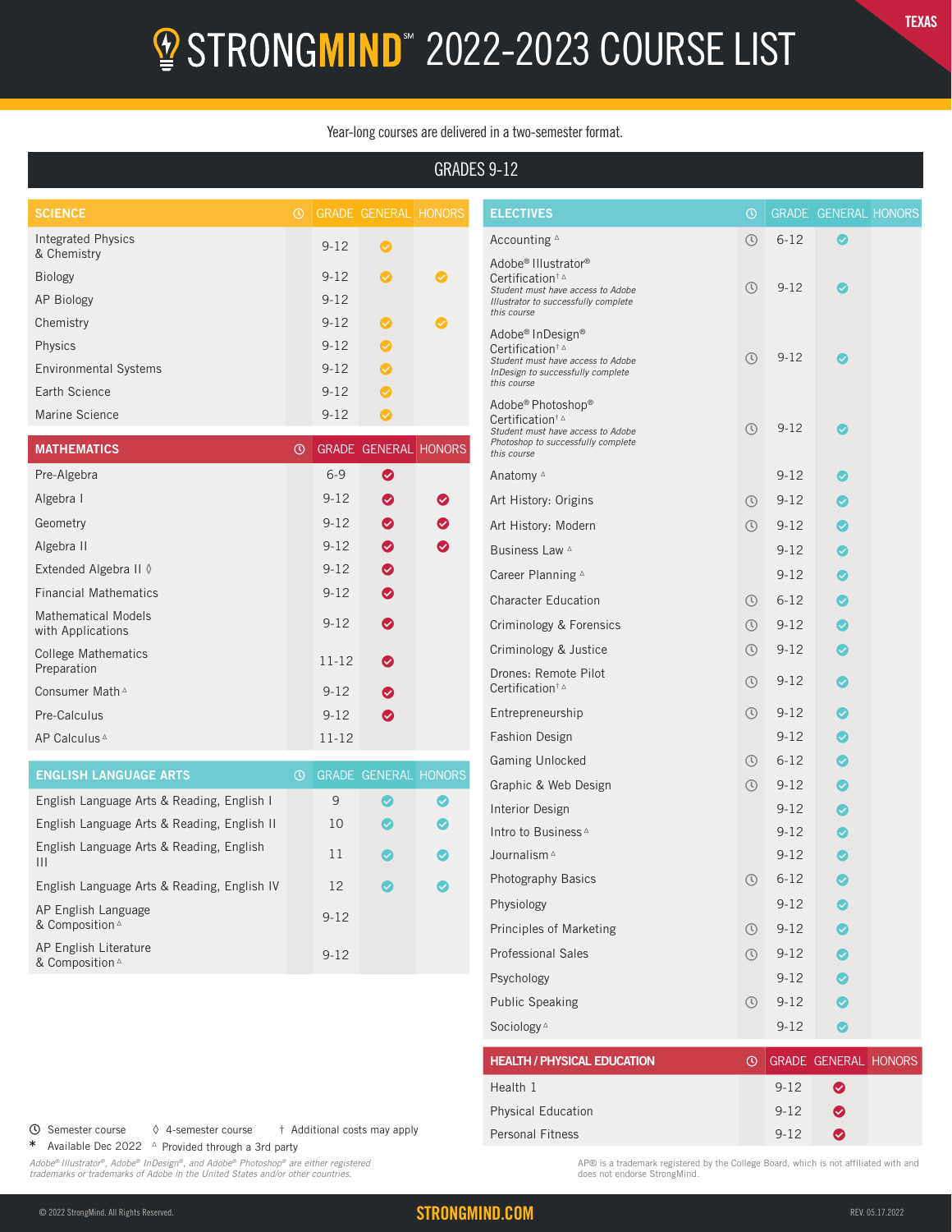# STRONGMIND℠ 2022-2023 COURSE LIST

TEXAS

Year-long courses are delivered in a two-semester format.

## GRADES 9-12

| SCIENCE | Semester | GRADE | GENERAL | HONORS |
|---|---|---|---|---|
| Integrated Physics & Chemistry | | 9-12 | ✓ | |
| Biology | | 9-12 | ✓ | ✓ |
| AP Biology | | 9-12 | | |
| Chemistry | | 9-12 | ✓ | ✓ |
| Physics | | 9-12 | ✓ | |
| Environmental Systems | | 9-12 | ✓ | |
| Earth Science | | 9-12 | ✓ | |
| Marine Science | | 9-12 | ✓ | |

| MATHEMATICS | Semester | GRADE | GENERAL | HONORS |
|---|---|---|---|---|
| Pre-Algebra | | 6-9 | ✓ | |
| Algebra I | | 9-12 | ✓ | ✓ |
| Geometry | | 9-12 | ✓ | ✓ |
| Algebra II | | 9-12 | ✓ | ✓ |
| Extended Algebra II ◊ | | 9-12 | ✓ | |
| Financial Mathematics | | 9-12 | ✓ | |
| Mathematical Models with Applications | | 9-12 | ✓ | |
| College Mathematics Preparation | | 11-12 | ✓ | |
| Consumer Math ▵ | | 9-12 | ✓ | |
| Pre-Calculus | | 9-12 | ✓ | |
| AP Calculus ▵ | | 11-12 | | |

| ENGLISH LANGUAGE ARTS | Semester | GRADE | GENERAL | HONORS |
|---|---|---|---|---|
| English Language Arts & Reading, English I | | 9 | ✓ | ✓ |
| English Language Arts & Reading, English II | | 10 | ✓ | ✓ |
| English Language Arts & Reading, English III | | 11 | ✓ | ✓ |
| English Language Arts & Reading, English IV | | 12 | ✓ | ✓ |
| AP English Language & Composition ▵ | | 9-12 | | |
| AP English Literature & Composition ▵ | | 9-12 | | |

| ELECTIVES | Semester | GRADE | GENERAL | HONORS |
|---|---|---|---|---|
| Accounting ▵ | ◷ | 6-12 | ✓ | |
| Adobe® Illustrator® Certification† ▵ *Student must have access to Adobe Illustrator to successfully complete this course* | ◷ | 9-12 | ✓ | |
| Adobe® InDesign® Certification† ▵ *Student must have access to Adobe InDesign to successfully complete this course* | ◷ | 9-12 | ✓ | |
| Adobe® Photoshop® Certification† ▵ *Student must have access to Adobe Photoshop to successfully complete this course* | ◷ | 9-12 | ✓ | |
| Anatomy ▵ | | 9-12 | ✓ | |
| Art History: Origins | ◷ | 9-12 | ✓ | |
| Art History: Modern | ◷ | 9-12 | ✓ | |
| Business Law ▵ | | 9-12 | ✓ | |
| Career Planning ▵ | | 9-12 | ✓ | |
| Character Education | ◷ | 6-12 | ✓ | |
| Criminology & Forensics | ◷ | 9-12 | ✓ | |
| Criminology & Justice | ◷ | 9-12 | ✓ | |
| Drones: Remote Pilot Certification† ▵ | ◷ | 9-12 | ✓ | |
| Entrepreneurship | ◷ | 9-12 | ✓ | |
| Fashion Design | | 9-12 | ✓ | |
| Gaming Unlocked | ◷ | 6-12 | ✓ | |
| Graphic & Web Design | ◷ | 9-12 | ✓ | |
| Interior Design | | 9-12 | ✓ | |
| Intro to Business ▵ | | 9-12 | ✓ | |
| Journalism ▵ | | 9-12 | ✓ | |
| Photography Basics | ◷ | 6-12 | ✓ | |
| Physiology | | 9-12 | ✓ | |
| Principles of Marketing | ◷ | 9-12 | ✓ | |
| Professional Sales | ◷ | 9-12 | ✓ | |
| Psychology | | 9-12 | ✓ | |
| Public Speaking | ◷ | 9-12 | ✓ | |
| Sociology ▵ | | 9-12 | ✓ | |

| HEALTH / PHYSICAL EDUCATION | Semester | GRADE | GENERAL | HONORS |
|---|---|---|---|---|
| Health 1 | | 9-12 | ✓ | |
| Physical Education | | 9-12 | ✓ | |
| Personal Fitness | | 9-12 | ✓ | |

◷ Semester course   ◊ 4-semester course   † Additional costs may apply
* Available Dec 2022   ▵ Provided through a 3rd party

*Adobe® Illustrator®, Adobe® InDesign®, and Adobe® Photoshop® are either registered trademarks or trademarks of Adobe in the United States and/or other countries.*

AP® is a trademark registered by the College Board, which is not affiliated with and does not endorse StrongMind.

© 2022 StrongMind. All Rights Reserved.   STRONGMIND.COM   REV. 05.17.2022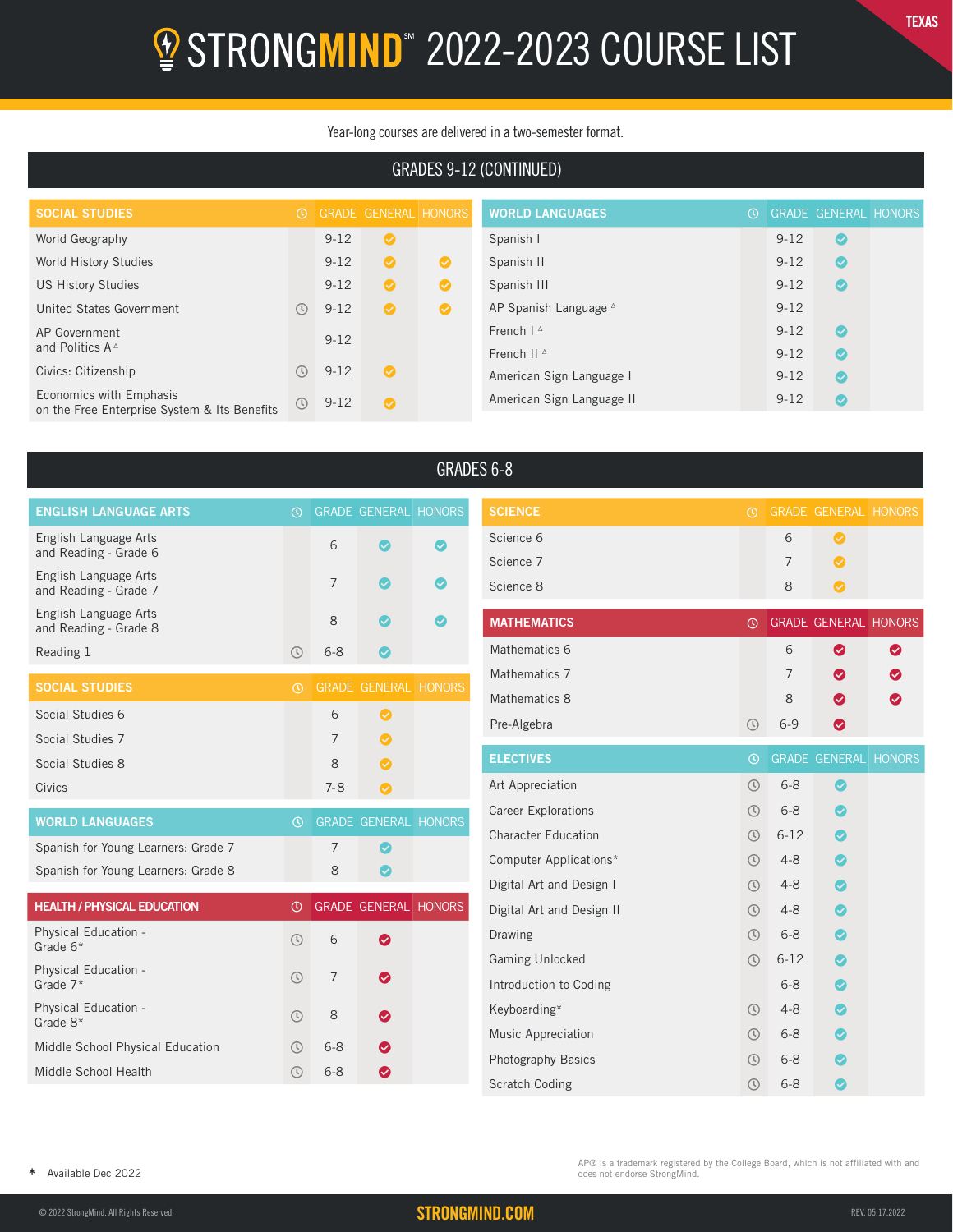# STRONGMIND℠ 2022-2023 COURSE LIST

TEXAS

Year-long courses are delivered in a two-semester format.

## GRADES 9-12 (CONTINUED)

| SOCIAL STUDIES | ◷ | GRADE | GENERAL | HONORS |
|---|---|---|---|---|
| World Geography | | 9-12 | ✓ | |
| World History Studies | | 9-12 | ✓ | ✓ |
| US History Studies | | 9-12 | ✓ | ✓ |
| United States Government | ◷ | 9-12 | ✓ | ✓ |
| AP Government and Politics A △ | | 9-12 | | |
| Civics: Citizenship | ◷ | 9-12 | ✓ | |
| Economics with Emphasis on the Free Enterprise System & Its Benefits | ◷ | 9-12 | ✓ | |

| WORLD LANGUAGES | ◷ | GRADE | GENERAL | HONORS |
|---|---|---|---|---|
| Spanish I | | 9-12 | ✓ | |
| Spanish II | | 9-12 | ✓ | |
| Spanish III | | 9-12 | ✓ | |
| AP Spanish Language △ | | 9-12 | | |
| French I △ | | 9-12 | ✓ | |
| French II △ | | 9-12 | ✓ | |
| American Sign Language I | | 9-12 | ✓ | |
| American Sign Language II | | 9-12 | ✓ | |

## GRADES 6-8

| ENGLISH LANGUAGE ARTS | ◷ | GRADE | GENERAL | HONORS |
|---|---|---|---|---|
| English Language Arts and Reading - Grade 6 | | 6 | ✓ | ✓ |
| English Language Arts and Reading - Grade 7 | | 7 | ✓ | ✓ |
| English Language Arts and Reading - Grade 8 | | 8 | ✓ | ✓ |
| Reading 1 | ◷ | 6-8 | ✓ | |

| SOCIAL STUDIES | ◷ | GRADE | GENERAL | HONORS |
|---|---|---|---|---|
| Social Studies 6 | | 6 | ✓ | |
| Social Studies 7 | | 7 | ✓ | |
| Social Studies 8 | | 8 | ✓ | |
| Civics | | 7-8 | ✓ | |

| WORLD LANGUAGES | ◷ | GRADE | GENERAL | HONORS |
|---|---|---|---|---|
| Spanish for Young Learners: Grade 7 | | 7 | ✓ | |
| Spanish for Young Learners: Grade 8 | | 8 | ✓ | |

| HEALTH / PHYSICAL EDUCATION | ◷ | GRADE | GENERAL | HONORS |
|---|---|---|---|---|
| Physical Education - Grade 6* | ◷ | 6 | ✓ | |
| Physical Education - Grade 7* | ◷ | 7 | ✓ | |
| Physical Education - Grade 8* | ◷ | 8 | ✓ | |
| Middle School Physical Education | ◷ | 6-8 | ✓ | |
| Middle School Health | ◷ | 6-8 | ✓ | |

| SCIENCE | ◷ | GRADE | GENERAL | HONORS |
|---|---|---|---|---|
| Science 6 | | 6 | ✓ | |
| Science 7 | | 7 | ✓ | |
| Science 8 | | 8 | ✓ | |

| MATHEMATICS | ◷ | GRADE | GENERAL | HONORS |
|---|---|---|---|---|
| Mathematics 6 | | 6 | ✓ | ✓ |
| Mathematics 7 | | 7 | ✓ | ✓ |
| Mathematics 8 | | 8 | ✓ | ✓ |
| Pre-Algebra | ◷ | 6-9 | ✓ | |

| ELECTIVES | ◷ | GRADE | GENERAL | HONORS |
|---|---|---|---|---|
| Art Appreciation | ◷ | 6-8 | ✓ | |
| Career Explorations | ◷ | 6-8 | ✓ | |
| Character Education | ◷ | 6-12 | ✓ | |
| Computer Applications* | ◷ | 4-8 | ✓ | |
| Digital Art and Design I | ◷ | 4-8 | ✓ | |
| Digital Art and Design II | ◷ | 4-8 | ✓ | |
| Drawing | ◷ | 6-8 | ✓ | |
| Gaming Unlocked | ◷ | 6-12 | ✓ | |
| Introduction to Coding | | 6-8 | ✓ | |
| Keyboarding* | ◷ | 4-8 | ✓ | |
| Music Appreciation | ◷ | 6-8 | ✓ | |
| Photography Basics | ◷ | 6-8 | ✓ | |
| Scratch Coding | ◷ | 6-8 | ✓ | |

\* Available Dec 2022

AP® is a trademark registered by the College Board, which is not affiliated with and does not endorse StrongMind.

© 2022 StrongMind. All Rights Reserved. STRONGMIND.COM REV. 05.17.2022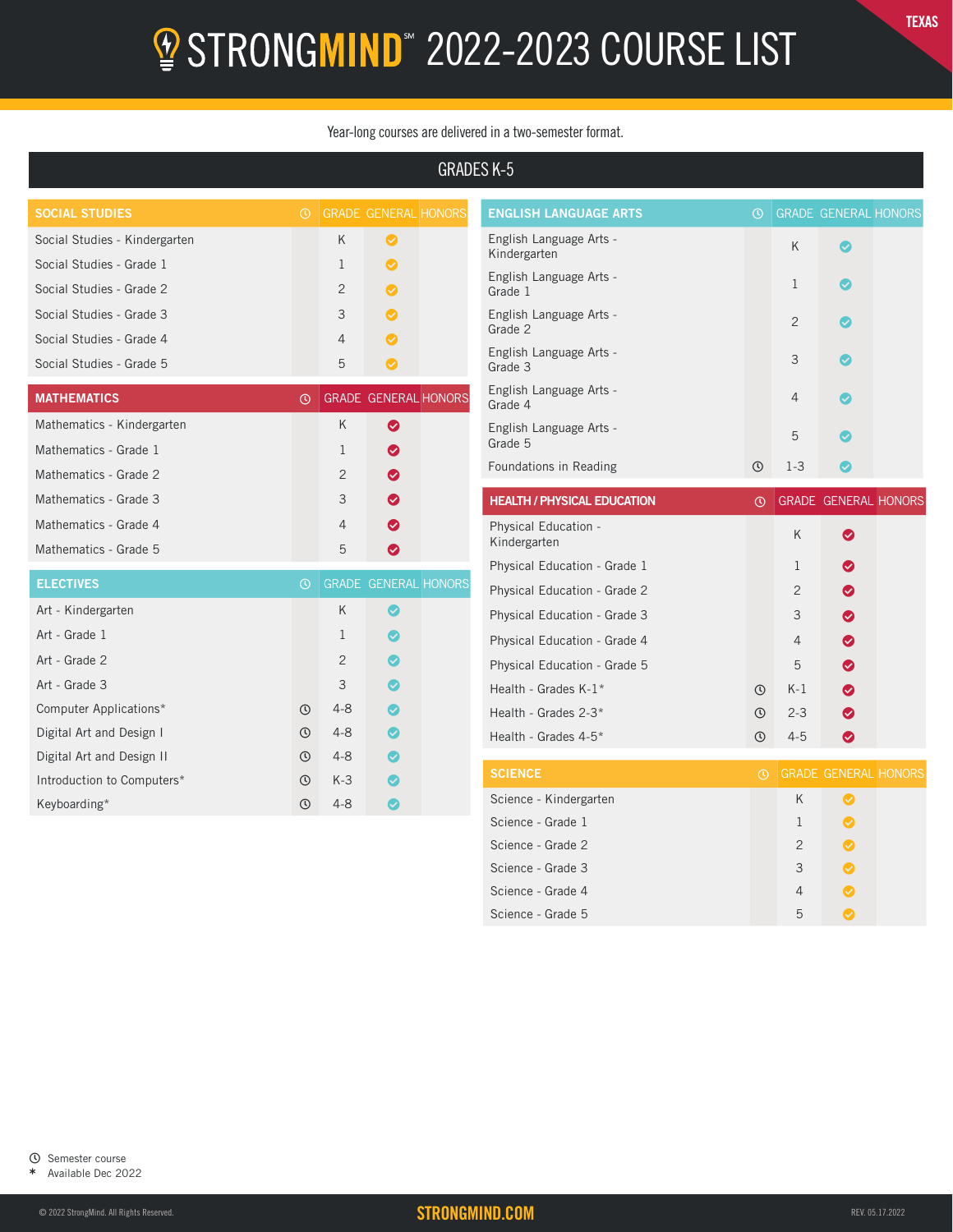# STRONGMIND℠ 2022-2023 COURSE LIST

TEXAS

Year-long courses are delivered in a two-semester format.

## GRADES K-5

| SOCIAL STUDIES | ◷ | GRADE | GENERAL | HONORS |
|---|---|---|---|---|
| Social Studies - Kindergarten | | K | ✓ | |
| Social Studies - Grade 1 | | 1 | ✓ | |
| Social Studies - Grade 2 | | 2 | ✓ | |
| Social Studies - Grade 3 | | 3 | ✓ | |
| Social Studies - Grade 4 | | 4 | ✓ | |
| Social Studies - Grade 5 | | 5 | ✓ | |

| MATHEMATICS | ◷ | GRADE | GENERAL | HONORS |
|---|---|---|---|---|
| Mathematics - Kindergarten | | K | ✓ | |
| Mathematics - Grade 1 | | 1 | ✓ | |
| Mathematics - Grade 2 | | 2 | ✓ | |
| Mathematics - Grade 3 | | 3 | ✓ | |
| Mathematics - Grade 4 | | 4 | ✓ | |
| Mathematics - Grade 5 | | 5 | ✓ | |

| ELECTIVES | ◷ | GRADE | GENERAL | HONORS |
|---|---|---|---|---|
| Art - Kindergarten | | K | ✓ | |
| Art - Grade 1 | | 1 | ✓ | |
| Art - Grade 2 | | 2 | ✓ | |
| Art - Grade 3 | | 3 | ✓ | |
| Computer Applications* | ◷ | 4-8 | ✓ | |
| Digital Art and Design I | ◷ | 4-8 | ✓ | |
| Digital Art and Design II | ◷ | 4-8 | ✓ | |
| Introduction to Computers* | ◷ | K-3 | ✓ | |
| Keyboarding* | ◷ | 4-8 | ✓ | |

| ENGLISH LANGUAGE ARTS | ◷ | GRADE | GENERAL | HONORS |
|---|---|---|---|---|
| English Language Arts - Kindergarten | | K | ✓ | |
| English Language Arts - Grade 1 | | 1 | ✓ | |
| English Language Arts - Grade 2 | | 2 | ✓ | |
| English Language Arts - Grade 3 | | 3 | ✓ | |
| English Language Arts - Grade 4 | | 4 | ✓ | |
| English Language Arts - Grade 5 | | 5 | ✓ | |
| Foundations in Reading | ◷ | 1-3 | ✓ | |

| HEALTH / PHYSICAL EDUCATION | ◷ | GRADE | GENERAL | HONORS |
|---|---|---|---|---|
| Physical Education - Kindergarten | | K | ✓ | |
| Physical Education - Grade 1 | | 1 | ✓ | |
| Physical Education - Grade 2 | | 2 | ✓ | |
| Physical Education - Grade 3 | | 3 | ✓ | |
| Physical Education - Grade 4 | | 4 | ✓ | |
| Physical Education - Grade 5 | | 5 | ✓ | |
| Health - Grades K-1* | ◷ | K-1 | ✓ | |
| Health - Grades 2-3* | ◷ | 2-3 | ✓ | |
| Health - Grades 4-5* | ◷ | 4-5 | ✓ | |

| SCIENCE | ◷ | GRADE | GENERAL | HONORS |
|---|---|---|---|---|
| Science - Kindergarten | | K | ✓ | |
| Science - Grade 1 | | 1 | ✓ | |
| Science - Grade 2 | | 2 | ✓ | |
| Science - Grade 3 | | 3 | ✓ | |
| Science - Grade 4 | | 4 | ✓ | |
| Science - Grade 5 | | 5 | ✓ | |

◷ Semester course
* Available Dec 2022

© 2022 StrongMind. All Rights Reserved. STRONGMIND.COM REV. 05.17.2022